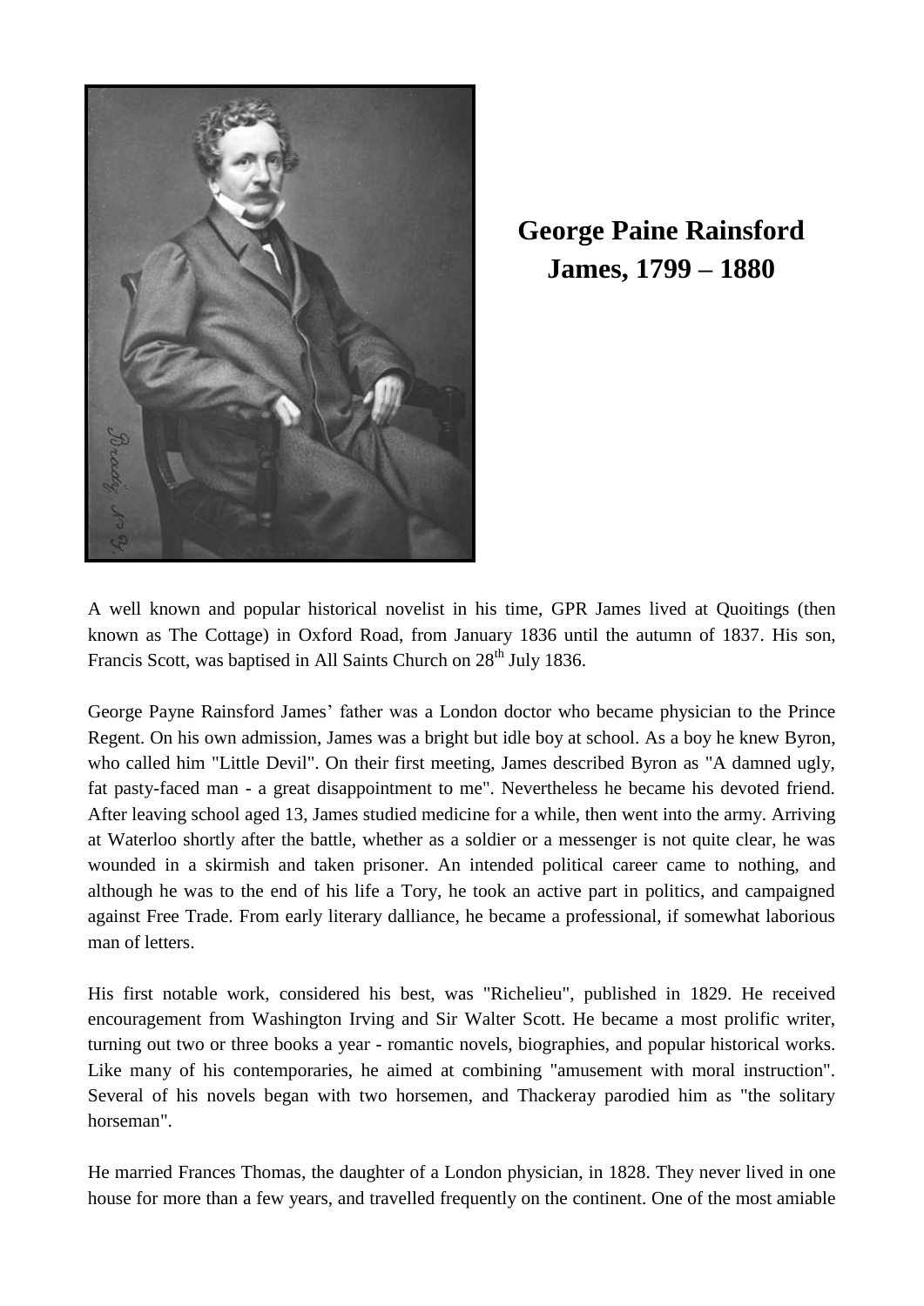# George Paine Rainsford James, 1799 – 1880

A well known and popular historical novelist in his time, GPR James lived at Quoitings (then known as The Cottage) in Oxford Road, from January 1836 until the autumn of 1837. His son, Francis Scott, was baptised in All Saints Church on 28th July 1836.

George Payne Rainsford James' father was a London doctor who became physician to the Prince Regent. On his own admission, James was a bright but idle boy at school. As a boy he knew Byron, who called him "Little Devil". On their first meeting, James described Byron as "A damned ugly, fat pasty-faced man - a great disappointment to me". Nevertheless he became his devoted friend. After leaving school aged 13, James studied medicine for a while, then went into the army. Arriving at Waterloo shortly after the battle, whether as a soldier or a messenger is not quite clear, he was wounded in a skirmish and taken prisoner. An intended political career came to nothing, and although he was to the end of his life a Tory, he took an active part in politics, and campaigned against Free Trade. From early literary dalliance, he became a professional, if somewhat laborious man of letters.

His first notable work, considered his best, was "Richelieu", published in 1829. He received encouragement from Washington Irving and Sir Walter Scott. He became a most prolific writer, turning out two or three books a year - romantic novels, biographies, and popular historical works. Like many of his contemporaries, he aimed at combining "amusement with moral instruction". Several of his novels began with two horsemen, and Thackeray parodied him as "the solitary horseman".

He married Frances Thomas, the daughter of a London physician, in 1828. They never lived in one house for more than a few years, and travelled frequently on the continent. One of the most amiable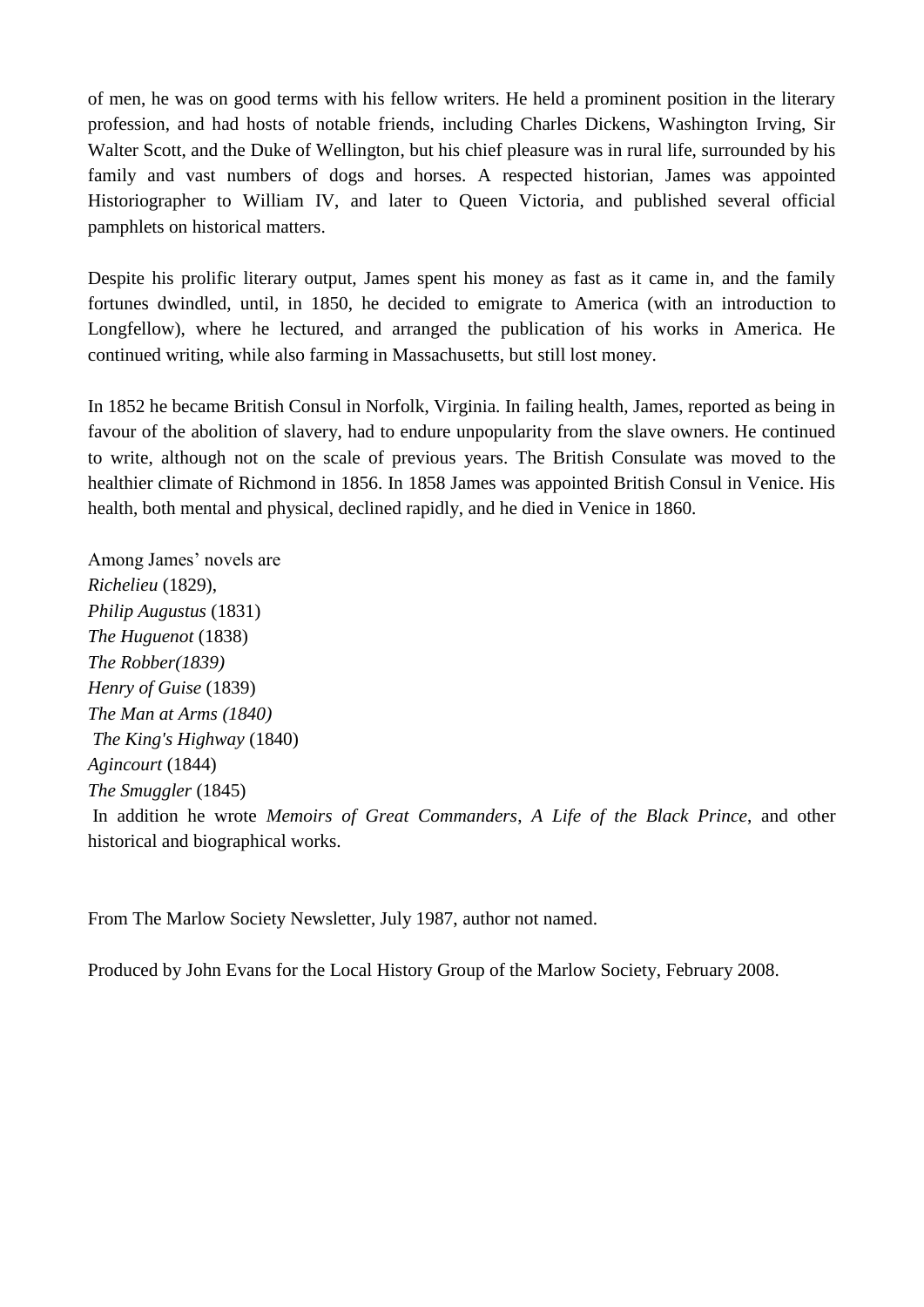of men, he was on good terms with his fellow writers. He held a prominent position in the literary profession, and had hosts of notable friends, including Charles Dickens, Washington Irving, Sir Walter Scott, and the Duke of Wellington, but his chief pleasure was in rural life, surrounded by his family and vast numbers of dogs and horses. A respected historian, James was appointed Historiographer to William IV, and later to Queen Victoria, and published several official pamphlets on historical matters.

Despite his prolific literary output, James spent his money as fast as it came in, and the family fortunes dwindled, until, in 1850, he decided to emigrate to America (with an introduction to Longfellow), where he lectured, and arranged the publication of his works in America. He continued writing, while also farming in Massachusetts, but still lost money.

In 1852 he became British Consul in Norfolk, Virginia. In failing health, James, reported as being in favour of the abolition of slavery, had to endure unpopularity from the slave owners. He continued to write, although not on the scale of previous years. The British Consulate was moved to the healthier climate of Richmond in 1856. In 1858 James was appointed British Consul in Venice. His health, both mental and physical, declined rapidly, and he died in Venice in 1860.

Among James' novels are
*Richelieu* (1829),
*Philip Augustus* (1831)
*The Huguenot* (1838)
*The Robber(1839)*
*Henry of Guise* (1839)
*The Man at Arms (1840)*
*The King's Highway* (1840)
*Agincourt* (1844)
*The Smuggler* (1845)
In addition he wrote *Memoirs of Great Commanders*, *A Life of the Black Prince*, and other historical and biographical works.

From The Marlow Society Newsletter, July 1987, author not named.

Produced by John Evans for the Local History Group of the Marlow Society, February 2008.